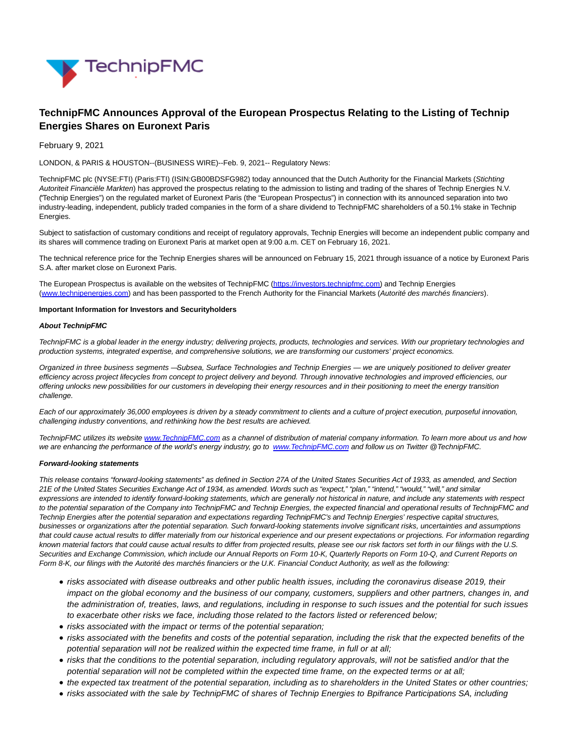# TechnipFMC Announces Approval of the European Prospectus Relating to the Listing of Technip Energies Shares on Euronext Paris

February 9, 2021

LONDON, & PARIS & HOUSTON--(BUSINESS WIRE)--Feb. 9, 2021-- Regulatory News:

TechnipFMC plc (NYSE:FTI) (Paris:FTI) (ISIN:GB00BDSFG982) today announced that the Dutch Authority for the Financial Markets (*Stichting Autoriteit Financiële Markten*) has approved the prospectus relating to the admission to listing and trading of the shares of Technip Energies N.V. ("Technip Energies") on the regulated market of Euronext Paris (the "European Prospectus") in connection with its announced separation into two industry-leading, independent, publicly traded companies in the form of a share dividend to TechnipFMC shareholders of a 50.1% stake in Technip Energies.

Subject to satisfaction of customary conditions and receipt of regulatory approvals, Technip Energies will become an independent public company and its shares will commence trading on Euronext Paris at market open at 9:00 a.m. CET on February 16, 2021.

The technical reference price for the Technip Energies shares will be announced on February 15, 2021 through issuance of a notice by Euronext Paris S.A. after market close on Euronext Paris.

The European Prospectus is available on the websites of TechnipFMC (https://investors.technipfmc.com) and Technip Energies (www.technipenergies.com) and has been passported to the French Authority for the Financial Markets (*Autorité des marchés financiers*).

**Important Information for Investors and Securityholders**

***About TechnipFMC***

*TechnipFMC is a global leader in the energy industry; delivering projects, products, technologies and services. With our proprietary technologies and production systems, integrated expertise, and comprehensive solutions, we are transforming our customers' project economics.*

*Organized in three business segments —Subsea, Surface Technologies and Technip Energies — we are uniquely positioned to deliver greater efficiency across project lifecycles from concept to project delivery and beyond. Through innovative technologies and improved efficiencies, our offering unlocks new possibilities for our customers in developing their energy resources and in their positioning to meet the energy transition challenge.*

*Each of our approximately 36,000 employees is driven by a steady commitment to clients and a culture of project execution, purposeful innovation, challenging industry conventions, and rethinking how the best results are achieved.*

*TechnipFMC utilizes its website www.TechnipFMC.com as a channel of distribution of material company information. To learn more about us and how we are enhancing the performance of the world's energy industry, go to www.TechnipFMC.com and follow us on Twitter @TechnipFMC.*

***Forward-looking statements***

*This release contains "forward-looking statements" as defined in Section 27A of the United States Securities Act of 1933, as amended, and Section 21E of the United States Securities Exchange Act of 1934, as amended. Words such as "expect," "plan," "intend," "would," "will," and similar expressions are intended to identify forward-looking statements, which are generally not historical in nature, and include any statements with respect to the potential separation of the Company into TechnipFMC and Technip Energies, the expected financial and operational results of TechnipFMC and Technip Energies after the potential separation and expectations regarding TechnipFMC's and Technip Energies' respective capital structures, businesses or organizations after the potential separation. Such forward-looking statements involve significant risks, uncertainties and assumptions that could cause actual results to differ materially from our historical experience and our present expectations or projections. For information regarding known material factors that could cause actual results to differ from projected results, please see our risk factors set forth in our filings with the U.S. Securities and Exchange Commission, which include our Annual Reports on Form 10-K, Quarterly Reports on Form 10-Q, and Current Reports on Form 8-K, our filings with the Autorité des marchés financiers or the U.K. Financial Conduct Authority, as well as the following:*

- *risks associated with disease outbreaks and other public health issues, including the coronavirus disease 2019, their impact on the global economy and the business of our company, customers, suppliers and other partners, changes in, and the administration of, treaties, laws, and regulations, including in response to such issues and the potential for such issues to exacerbate other risks we face, including those related to the factors listed or referenced below;*
- *risks associated with the impact or terms of the potential separation;*
- *risks associated with the benefits and costs of the potential separation, including the risk that the expected benefits of the potential separation will not be realized within the expected time frame, in full or at all;*
- *risks that the conditions to the potential separation, including regulatory approvals, will not be satisfied and/or that the potential separation will not be completed within the expected time frame, on the expected terms or at all;*
- *the expected tax treatment of the potential separation, including as to shareholders in the United States or other countries;*
- *risks associated with the sale by TechnipFMC of shares of Technip Energies to Bpifrance Participations SA, including*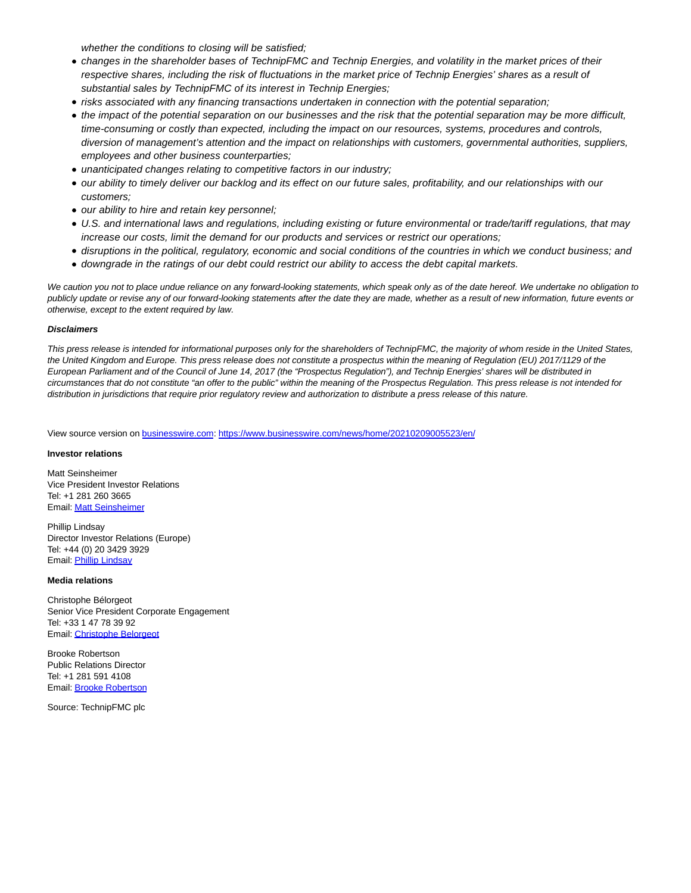*whether the conditions to closing will be satisfied;*

- *changes in the shareholder bases of TechnipFMC and Technip Energies, and volatility in the market prices of their respective shares, including the risk of fluctuations in the market price of Technip Energies' shares as a result of substantial sales by TechnipFMC of its interest in Technip Energies;*
- *risks associated with any financing transactions undertaken in connection with the potential separation;*
- *the impact of the potential separation on our businesses and the risk that the potential separation may be more difficult, time-consuming or costly than expected, including the impact on our resources, systems, procedures and controls, diversion of management's attention and the impact on relationships with customers, governmental authorities, suppliers, employees and other business counterparties;*
- *unanticipated changes relating to competitive factors in our industry;*
- *our ability to timely deliver our backlog and its effect on our future sales, profitability, and our relationships with our customers;*
- *our ability to hire and retain key personnel;*
- *U.S. and international laws and regulations, including existing or future environmental or trade/tariff regulations, that may increase our costs, limit the demand for our products and services or restrict our operations;*
- *disruptions in the political, regulatory, economic and social conditions of the countries in which we conduct business; and*
- *downgrade in the ratings of our debt could restrict our ability to access the debt capital markets.*

*We caution you not to place undue reliance on any forward-looking statements, which speak only as of the date hereof. We undertake no obligation to publicly update or revise any of our forward-looking statements after the date they are made, whether as a result of new information, future events or otherwise, except to the extent required by law.*

***Disclaimers***

*This press release is intended for informational purposes only for the shareholders of TechnipFMC, the majority of whom reside in the United States, the United Kingdom and Europe. This press release does not constitute a prospectus within the meaning of Regulation (EU) 2017/1129 of the European Parliament and of the Council of June 14, 2017 (the "Prospectus Regulation"), and Technip Energies' shares will be distributed in circumstances that do not constitute "an offer to the public" within the meaning of the Prospectus Regulation. This press release is not intended for distribution in jurisdictions that require prior regulatory review and authorization to distribute a press release of this nature.*

View source version on businesswire.com: https://www.businesswire.com/news/home/20210209005523/en/

**Investor relations**

Matt Seinsheimer
Vice President Investor Relations
Tel: +1 281 260 3665
Email: Matt Seinsheimer

Phillip Lindsay
Director Investor Relations (Europe)
Tel: +44 (0) 20 3429 3929
Email: Phillip Lindsay

**Media relations**

Christophe Bélorgeot
Senior Vice President Corporate Engagement
Tel: +33 1 47 78 39 92
Email: Christophe Belorgeot

Brooke Robertson
Public Relations Director
Tel: +1 281 591 4108
Email: Brooke Robertson

Source: TechnipFMC plc